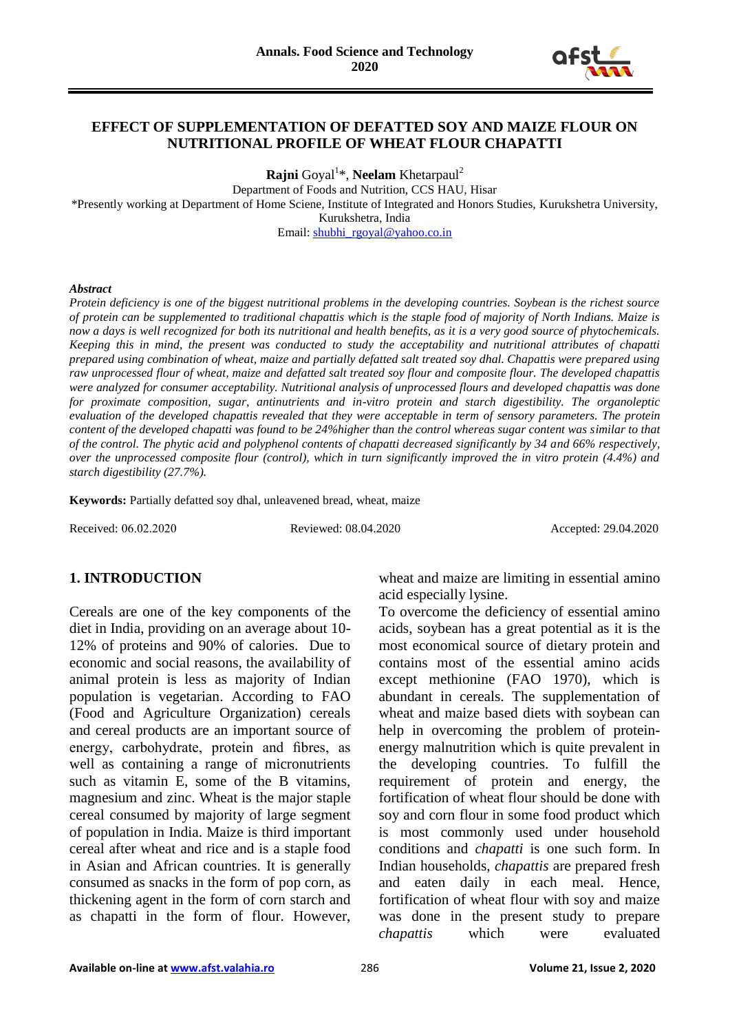# EFFECT OF SUPPLEMENTATION OF DEFATTED SOY AND MAIZE FLOUR ON NUTRITIONAL PROFILE OF WHEAT FLOUR CHAPATTI

**Rajni** Goyal[1]*, **Neelam** Khetarpaul[2]

Department of Foods and Nutrition, CCS HAU, Hisar

*Presently working at Department of Home Sciene, Institute of Integrated and Honors Studies, Kurukshetra University, Kurukshetra, India

Email: shubhi_rgoyal@yahoo.co.in

***Abstract***

*Protein deficiency is one of the biggest nutritional problems in the developing countries. Soybean is the richest source of protein can be supplemented to traditional chapattis which is the staple food of majority of North Indians. Maize is now a days is well recognized for both its nutritional and health benefits, as it is a very good source of phytochemicals. Keeping this in mind, the present was conducted to study the acceptability and nutritional attributes of chapatti prepared using combination of wheat, maize and partially defatted salt treated soy dhal. Chapattis were prepared using raw unprocessed flour of wheat, maize and defatted salt treated soy flour and composite flour. The developed chapattis were analyzed for consumer acceptability. Nutritional analysis of unprocessed flours and developed chapattis was done for proximate composition, sugar, antinutrients and in-vitro protein and starch digestibility. The organoleptic evaluation of the developed chapattis revealed that they were acceptable in term of sensory parameters. The protein content of the developed chapatti was found to be 24%higher than the control whereas sugar content was similar to that of the control. The phytic acid and polyphenol contents of chapatti decreased significantly by 34 and 66% respectively, over the unprocessed composite flour (control), which in turn significantly improved the in vitro protein (4.4%) and starch digestibility (27.7%).*

**Keywords:** Partially defatted soy dhal, unleavened bread, wheat, maize

Received: 06.02.2020 Reviewed: 08.04.2020 Accepted: 29.04.2020

## 1. INTRODUCTION

Cereals are one of the key components of the diet in India, providing on an average about 10-12% of proteins and 90% of calories. Due to economic and social reasons, the availability of animal protein is less as majority of Indian population is vegetarian. According to FAO (Food and Agriculture Organization) cereals and cereal products are an important source of energy, carbohydrate, protein and fibres, as well as containing a range of micronutrients such as vitamin E, some of the B vitamins, magnesium and zinc. Wheat is the major staple cereal consumed by majority of large segment of population in India. Maize is third important cereal after wheat and rice and is a staple food in Asian and African countries. It is generally consumed as snacks in the form of pop corn, as thickening agent in the form of corn starch and as chapatti in the form of flour. However, wheat and maize are limiting in essential amino acid especially lysine.

To overcome the deficiency of essential amino acids, soybean has a great potential as it is the most economical source of dietary protein and contains most of the essential amino acids except methionine (FAO 1970), which is abundant in cereals. The supplementation of wheat and maize based diets with soybean can help in overcoming the problem of protein-energy malnutrition which is quite prevalent in the developing countries. To fulfill the requirement of protein and energy, the fortification of wheat flour should be done with soy and corn flour in some food product which is most commonly used under household conditions and *chapatti* is one such form. In Indian households, *chapattis* are prepared fresh and eaten daily in each meal. Hence, fortification of wheat flour with soy and maize was done in the present study to prepare *chapattis* which were evaluated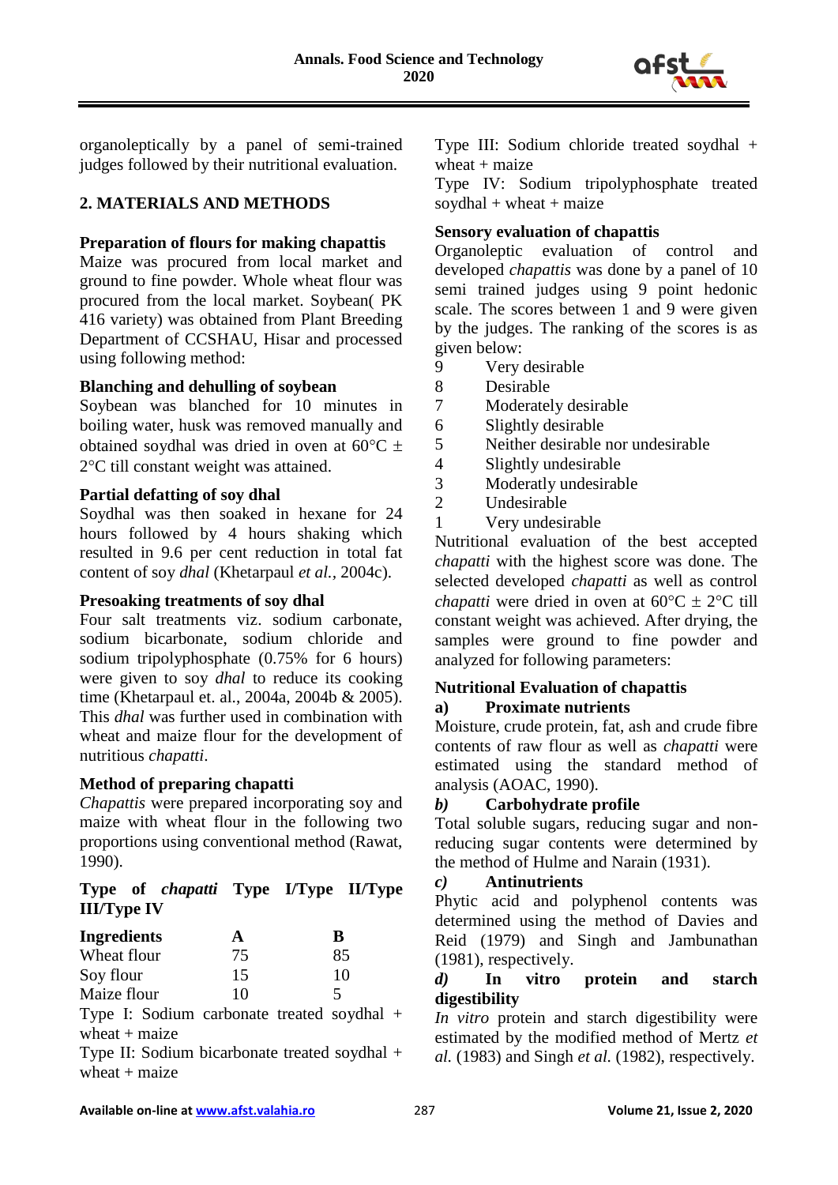organoleptically by a panel of semi-trained judges followed by their nutritional evaluation.

## 2. MATERIALS AND METHODS

**Preparation of flours for making chapattis**

Maize was procured from local market and ground to fine powder. Whole wheat flour was procured from the local market. Soybean( PK 416 variety) was obtained from Plant Breeding Department of CCSHAU, Hisar and processed using following method:

**Blanching and dehulling of soybean**

Soybean was blanched for 10 minutes in boiling water, husk was removed manually and obtained soydhal was dried in oven at 60°C ± 2°C till constant weight was attained.

**Partial defatting of soy dhal**

Soydhal was then soaked in hexane for 24 hours followed by 4 hours shaking which resulted in 9.6 per cent reduction in total fat content of soy *dhal* (Khetarpaul *et al.*, 2004c).

**Presoaking treatments of soy dhal**

Four salt treatments viz. sodium carbonate, sodium bicarbonate, sodium chloride and sodium tripolyphosphate (0.75% for 6 hours) were given to soy *dhal* to reduce its cooking time (Khetarpaul et. al., 2004a, 2004b & 2005). This *dhal* was further used in combination with wheat and maize flour for the development of nutritious *chapatti*.

**Method of preparing chapatti**

*Chapattis* were prepared incorporating soy and maize with wheat flour in the following two proportions using conventional method (Rawat, 1990).

**Type of *chapatti* Type I/Type II/Type III/Type IV**

| Ingredients | A | B |
|---|---|---|
| Wheat flour | 75 | 85 |
| Soy flour | 15 | 10 |
| Maize flour | 10 | 5 |

Type I: Sodium carbonate treated soydhal + wheat + maize

Type II: Sodium bicarbonate treated soydhal + wheat + maize

Type III: Sodium chloride treated soydhal + wheat + maize

Type IV: Sodium tripolyphosphate treated soydhal + wheat + maize

**Sensory evaluation of chapattis**

Organoleptic evaluation of control and developed *chapattis* was done by a panel of 10 semi trained judges using 9 point hedonic scale. The scores between 1 and 9 were given by the judges. The ranking of the scores is as given below:

9 Very desirable
8 Desirable
7 Moderately desirable
6 Slightly desirable
5 Neither desirable nor undesirable
4 Slightly undesirable
3 Moderatly undesirable
2 Undesirable
1 Very undesirable

Nutritional evaluation of the best accepted *chapatti* with the highest score was done. The selected developed *chapatti* as well as control *chapatti* were dried in oven at 60°C ± 2°C till constant weight was achieved. After drying, the samples were ground to fine powder and analyzed for following parameters:

**Nutritional Evaluation of chapattis**

**a) Proximate nutrients**

Moisture, crude protein, fat, ash and crude fibre contents of raw flour as well as *chapatti* were estimated using the standard method of analysis (AOAC, 1990).

***b)* Carbohydrate profile**

Total soluble sugars, reducing sugar and non-reducing sugar contents were determined by the method of Hulme and Narain (1931).

***c)* Antinutrients**

Phytic acid and polyphenol contents was determined using the method of Davies and Reid (1979) and Singh and Jambunathan (1981), respectively.

***d)* In vitro protein and starch digestibility**

*In vitro* protein and starch digestibility were estimated by the modified method of Mertz *et al.* (1983) and Singh *et al.* (1982), respectively.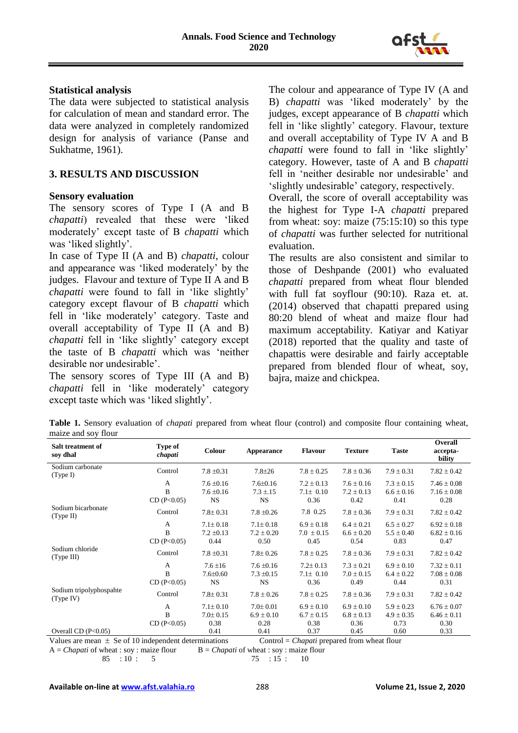## Statistical analysis

The data were subjected to statistical analysis for calculation of mean and standard error. The data were analyzed in completely randomized design for analysis of variance (Panse and Sukhatme, 1961).

## 3. RESULTS AND DISCUSSION

### Sensory evaluation

The sensory scores of Type I (A and B *chapatti*) revealed that these were 'liked moderately' except taste of B *chapatti* which was 'liked slightly'.

In case of Type II (A and B) *chapatti,* colour and appearance was 'liked moderately' by the judges. Flavour and texture of Type II A and B *chapatti* were found to fall in 'like slightly' category except flavour of B *chapatti* which fell in 'like moderately' category. Taste and overall acceptability of Type II (A and B) *chapatti* fell in 'like slightly' category except the taste of B *chapatti* which was 'neither desirable nor undesirable'.

The sensory scores of Type III (A and B) *chapatti* fell in 'like moderately' category except taste which was 'liked slightly'.

The colour and appearance of Type IV (A and B) *chapatti* was 'liked moderately' by the judges, except appearance of B *chapatti* which fell in 'like slightly' category. Flavour, texture and overall acceptability of Type IV A and B *chapatti* were found to fall in 'like slightly' category. However, taste of A and B *chapatti* fell in 'neither desirable nor undesirable' and 'slightly undesirable' category, respectively.

Overall, the score of overall acceptability was the highest for Type I-A *chapatti* prepared from wheat: soy: maize (75:15:10) so this type of *chapatti* was further selected for nutritional evaluation.

The results are also consistent and similar to those of Deshpande (2001) who evaluated *chapatti* prepared from wheat flour blended with full fat soyflour (90:10). Raza et. at. (2014) observed that chapatti prepared using 80:20 blend of wheat and maize flour had maximum acceptability. Katiyar and Katiyar (2018) reported that the quality and taste of chapattis were desirable and fairly acceptable prepared from blended flour of wheat, soy, bajra, maize and chickpea.

**Table 1.** Sensory evaluation of *chapati* prepared from wheat flour (control) and composite flour containing wheat, maize and soy flour

| Salt treatment of soy dhal | Type of *chapati* | Colour | Appearance | Flavour | Texture | Taste | Overall accepta-bility |
|---|---|---|---|---|---|---|---|
| Sodium carbonate (Type I) | Control | 7.8 ±0.31 | 7.8±26 | 7.8 ± 0.25 | 7.8 ± 0.36 | 7.9 ± 0.31 | 7.82 ± 0.42 |
| | A | 7.6 ±0.16 | 7.6±0.16 | 7.2 ± 0.13 | 7.6 ± 0.16 | 7.3 ± 0.15 | 7.46 ± 0.08 |
| | B | 7.6 ±0.16 | 7.3 ±.15 | 7.1± 0.10 | 7.2 ± 0.13 | 6.6 ± 0.16 | 7.16 ± 0.08 |
| | CD (P<0.05) | NS | NS | 0.36 | 0.42 | 0.41 | 0.28 |
| Sodium bicarbonate (Type II) | Control | 7.8± 0.31 | 7.8 ±0.26 | 7.8 0.25 | 7.8 ± 0.36 | 7.9 ± 0.31 | 7.82 ± 0.42 |
| | A | 7.1± 0.18 | 7.1± 0.18 | 6.9 ± 0.18 | 6.4 ± 0.21 | 6.5 ± 0.27 | 6.92 ± 0.18 |
| | B | 7.2 ±0.13 | 7.2 ± 0.20 | 7.0 ± 0.15 | 6.6 ± 0.20 | 5.5 ± 0.40 | 6.82 ± 0.16 |
| | CD (P<0.05) | 0.44 | 0.50 | 0.45 | 0.54 | 0.83 | 0.47 |
| Sodium chloride (Type III) | Control | 7.8 ±0.31 | 7.8± 0.26 | 7.8 ± 0.25 | 7.8 ± 0.36 | 7.9 ± 0.31 | 7.82 ± 0.42 |
| | A | 7.6 ±16 | 7.6 ±0.16 | 7.2± 0.13 | 7.3 ± 0.21 | 6.9 ± 0.10 | 7.32 ± 0.11 |
| | B | 7.6±0.60 | 7.3 ±0.15 | 7.1± 0.10 | 7.0 ± 0.15 | 6.4 ± 0.22 | 7.08 ± 0.08 |
| | CD (P<0.05) | NS | NS | 0.36 | 0.49 | 0.44 | 0.31 |
| Sodium tripolyphospahte (Type IV) | Control | 7.8± 0.31 | 7.8 ± 0.26 | 7.8 ± 0.25 | 7.8 ± 0.36 | 7.9 ± 0.31 | 7.82 ± 0.42 |
| | A | 7.1± 0.10 | 7.0± 0.01 | 6.9 ± 0.10 | 6.9 ± 0.10 | 5.9 ± 0.23 | 6.76 ± 0.07 |
| | B | 7.0± 0.15 | 6.9 ± 0.10 | 6.7 ± 0.15 | 6.8 ± 0.13 | 4.9 ± 0.35 | 6.46 ± 0.11 |
| | CD (P<0.05) | 0.38 | 0.28 | 0.38 | 0.36 | 0.73 | 0.30 |
| Overall CD (P<0.05) | | 0.41 | 0.41 | 0.37 | 0.45 | 0.60 | 0.33 |

Values are mean ± Se of 10 independent determinations    Control = *Chapati* prepared from wheat flour

A = *Chapati* of wheat : soy : maize flour 85 : 10 : 5    B = *Chapati* of wheat : soy : maize flour 75 : 15 : 10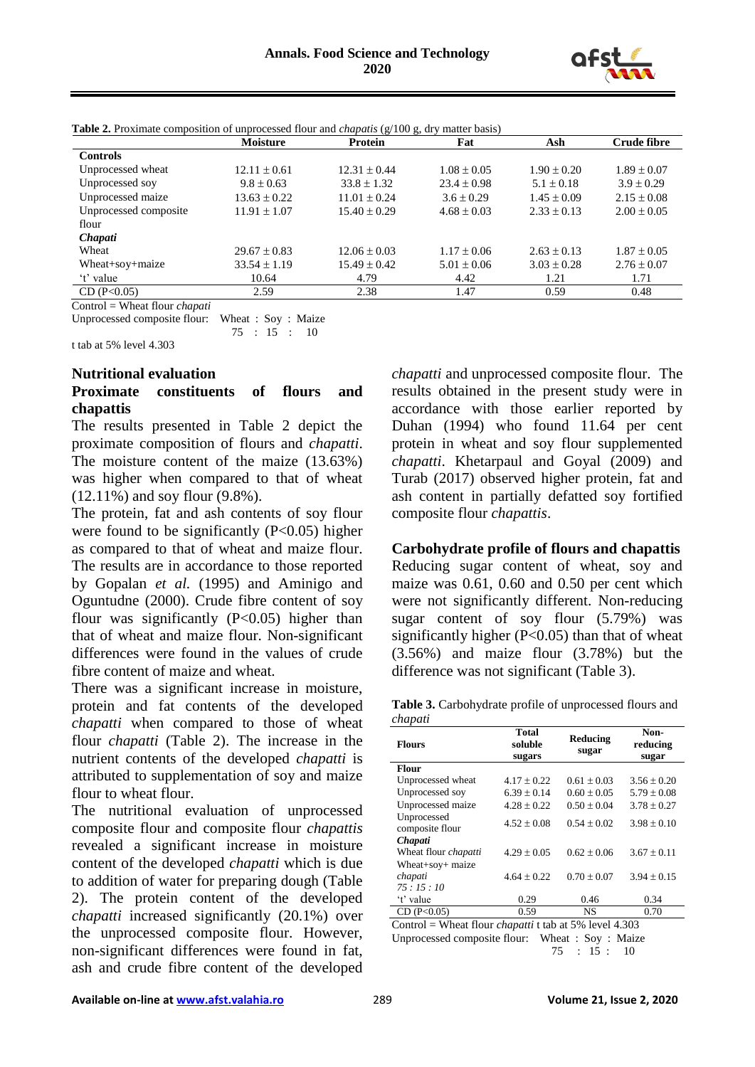**Table 2.** Proximate composition of unprocessed flour and *chapatis* (g/100 g, dry matter basis)

| | Moisture | Protein | Fat | Ash | Crude fibre |
|---|---|---|---|---|---|
| **Controls** | | | | | |
| Unprocessed wheat | 12.11 ± 0.61 | 12.31 ± 0.44 | 1.08 ± 0.05 | 1.90 ± 0.20 | 1.89 ± 0.07 |
| Unprocessed soy | 9.8 ± 0.63 | 33.8 ± 1.32 | 23.4 ± 0.98 | 5.1 ± 0.18 | 3.9 ± 0.29 |
| Unprocessed maize | 13.63 ± 0.22 | 11.01 ± 0.24 | 3.6 ± 0.29 | 1.45 ± 0.09 | 2.15 ± 0.08 |
| Unprocessed composite flour | 11.91 ± 1.07 | 15.40 ± 0.29 | 4.68 ± 0.03 | 2.33 ± 0.13 | 2.00 ± 0.05 |
| ***Chapati*** | | | | | |
| Wheat | 29.67 ± 0.83 | 12.06 ± 0.03 | 1.17 ± 0.06 | 2.63 ± 0.13 | 1.87 ± 0.05 |
| Wheat+soy+maize | 33.54 ± 1.19 | 15.49 ± 0.42 | 5.01 ± 0.06 | 3.03 ± 0.28 | 2.76 ± 0.07 |
| 't' value | 10.64 | 4.79 | 4.42 | 1.21 | 1.71 |
| CD (P<0.05) | 2.59 | 2.38 | 1.47 | 0.59 | 0.48 |

Control = Wheat flour *chapati*

Unprocessed composite flour: Wheat : Soy : Maize
75 : 15 : 10

t tab at 5% level 4.303

### Nutritional evaluation

#### Proximate constituents of flours and chapattis

The results presented in Table 2 depict the proximate composition of flours and *chapatti*. The moisture content of the maize (13.63%) was higher when compared to that of wheat (12.11%) and soy flour (9.8%).

The protein, fat and ash contents of soy flour were found to be significantly (P<0.05) higher as compared to that of wheat and maize flour. The results are in accordance to those reported by Gopalan *et al.* (1995) and Aminigo and Oguntudne (2000). Crude fibre content of soy flour was significantly (P<0.05) higher than that of wheat and maize flour. Non-significant differences were found in the values of crude fibre content of maize and wheat.

There was a significant increase in moisture, protein and fat contents of the developed *chapatti* when compared to those of wheat flour *chapatti* (Table 2). The increase in the nutrient contents of the developed *chapatti* is attributed to supplementation of soy and maize flour to wheat flour.

The nutritional evaluation of unprocessed composite flour and composite flour *chapattis* revealed a significant increase in moisture content of the developed *chapatti* which is due to addition of water for preparing dough (Table 2). The protein content of the developed *chapatti* increased significantly (20.1%) over the unprocessed composite flour. However, non-significant differences were found in fat, ash and crude fibre content of the developed *chapatti* and unprocessed composite flour. The results obtained in the present study were in accordance with those earlier reported by Duhan (1994) who found 11.64 per cent protein in wheat and soy flour supplemented *chapatti*. Khetarpaul and Goyal (2009) and Turab (2017) observed higher protein, fat and ash content in partially defatted soy fortified composite flour *chapattis*.

#### Carbohydrate profile of flours and chapattis

Reducing sugar content of wheat, soy and maize was 0.61, 0.60 and 0.50 per cent which were not significantly different. Non-reducing sugar content of soy flour (5.79%) was significantly higher (P<0.05) than that of wheat (3.56%) and maize flour (3.78%) but the difference was not significant (Table 3).

**Table 3.** Carbohydrate profile of unprocessed flours and *chapati*

| Flours | Total soluble sugars | Reducing sugar | Non-reducing sugar |
|---|---|---|---|
| **Flour** | | | |
| Unprocessed wheat | 4.17 ± 0.22 | 0.61 ± 0.03 | 3.56 ± 0.20 |
| Unprocessed soy | 6.39 ± 0.14 | 0.60 ± 0.05 | 5.79 ± 0.08 |
| Unprocessed maize | 4.28 ± 0.22 | 0.50 ± 0.04 | 3.78 ± 0.27 |
| Unprocessed composite flour | 4.52 ± 0.08 | 0.54 ± 0.02 | 3.98 ± 0.10 |
| ***Chapati*** | | | |
| Wheat flour *chapati* | 4.29 ± 0.05 | 0.62 ± 0.06 | 3.67 ± 0.11 |
| Wheat+soy+ maize *chapati* *75 : 15 : 10* | 4.64 ± 0.22 | 0.70 ± 0.07 | 3.94 ± 0.15 |
| 't' value | 0.29 | 0.46 | 0.34 |
| CD (P<0.05) | 0.59 | NS | 0.70 |

Control = Wheat flour *chapati* t tab at 5% level 4.303

Unprocessed composite flour: Wheat : Soy : Maize
75 : 15 : 10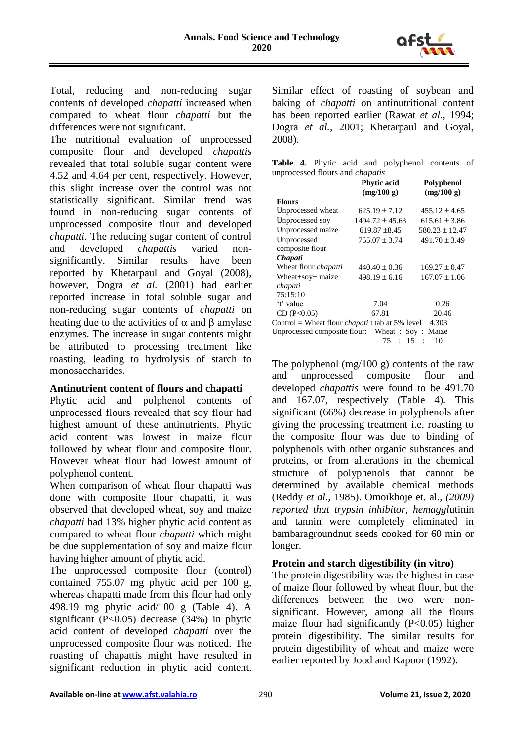Total, reducing and non-reducing sugar contents of developed *chapatti* increased when compared to wheat flour *chapatti* but the differences were not significant.

The nutritional evaluation of unprocessed composite flour and developed *chapattis* revealed that total soluble sugar content were 4.52 and 4.64 per cent, respectively. However, this slight increase over the control was not statistically significant. Similar trend was found in non-reducing sugar contents of unprocessed composite flour and developed *chapatti*. The reducing sugar content of control and developed *chapattis* varied non-significantly. Similar results have been reported by Khetarpaul and Goyal (2008), however, Dogra *et al.* (2001) had earlier reported increase in total soluble sugar and non-reducing sugar contents of *chapatti* on heating due to the activities of α and β amylase enzymes. The increase in sugar contents might be attributed to processing treatment like roasting, leading to hydrolysis of starch to monosaccharides.

### Antinutrient content of flours and chapatti

Phytic acid and polphenol contents of unprocessed flours revealed that soy flour had highest amount of these antinutrients. Phytic acid content was lowest in maize flour followed by wheat flour and composite flour. However wheat flour had lowest amount of polyphenol content.

When comparison of wheat flour chapatti was done with composite flour chapatti, it was observed that developed wheat, soy and maize *chapatti* had 13% higher phytic acid content as compared to wheat flour *chapatti* which might be due supplementation of soy and maize flour having higher amount of phytic acid.

The unprocessed composite flour (control) contained 755.07 mg phytic acid per 100 g, whereas chapatti made from this flour had only 498.19 mg phytic acid/100 g (Table 4). A significant ($P<0.05$) decrease (34%) in phytic acid content of developed *chapatti* over the unprocessed composite flour was noticed. The roasting of chapattis might have resulted in significant reduction in phytic acid content. Similar effect of roasting of soybean and baking of *chapatti* on antinutritional content has been reported earlier (Rawat *et al.,* 1994; Dogra *et al.,* 2001; Khetarpaul and Goyal, 2008).

**Table 4.** Phytic acid and polyphenol contents of unprocessed flours and *chapatis*

| | Phytic acid (mg/100 g) | Polyphenol (mg/100 g) |
|---|---|---|
| **Flours** | | |
| Unprocessed wheat | 625.19 ± 7.12 | 455.12 ± 4.65 |
| Unprocessed soy | 1494.72 ± 45.63 | 615.61 ± 3.86 |
| Unprocessed maize | 619.87 ±8.45 | 580.23 ± 12.47 |
| Unprocessed composite flour | 755.07 ± 3.74 | 491.70 ± 3.49 |
| ***Chapati*** | | |
| Wheat flour *chapatti* | 440.40 ± 0.36 | 169.27 ± 0.47 |
| Wheat+soy+ maize *chapati* 75:15:10 | 498.19 ± 6.16 | 167.07 ± 1.06 |
| 't' value | 7.04 | 0.26 |
| CD (P<0.05) | 67.81 | 20.46 |

Control = Wheat flour *chapati* t tab at 5% level 4.303
Unprocessed composite flour: Wheat : Soy : Maize 75 : 15 : 10

The polyphenol (mg/100 g) contents of the raw and unprocessed composite flour and developed *chapattis* were found to be 491.70 and 167.07, respectively (Table 4). This significant (66%) decrease in polyphenols after giving the processing treatment i.e. roasting to the composite flour was due to binding of polyphenols with other organic substances and proteins, or from alterations in the chemical structure of polyphenols that cannot be determined by available chemical methods (Reddy *et al.,* 1985). Omoikhoje et. al., *(2009) reported that trypsin inhibitor, hemaggl*utinin and tannin were completely eliminated in bambaragroundnut seeds cooked for 60 min or longer.

### Protein and starch digestibility (in vitro)

The protein digestibility was the highest in case of maize flour followed by wheat flour, but the differences between the two were non-significant. However, among all the flours maize flour had significantly ($P<0.05$) higher protein digestibility. The similar results for protein digestibility of wheat and maize were earlier reported by Jood and Kapoor (1992).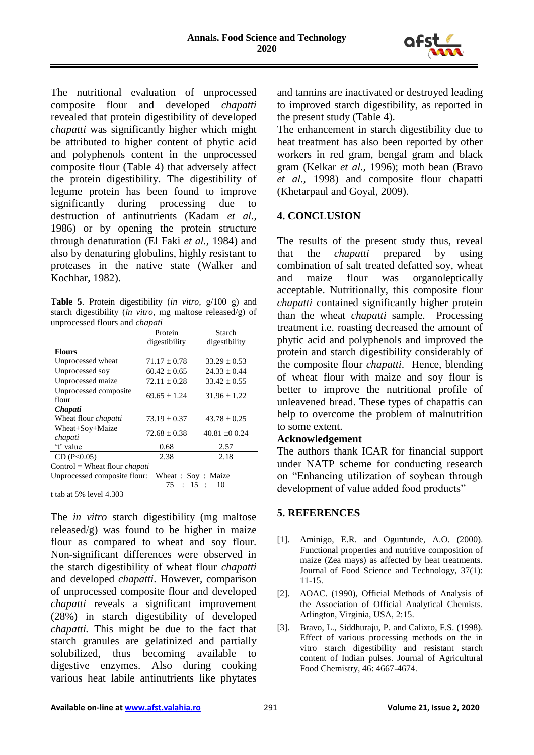The nutritional evaluation of unprocessed composite flour and developed *chapatti* revealed that protein digestibility of developed *chapatti* was significantly higher which might be attributed to higher content of phytic acid and polyphenols content in the unprocessed composite flour (Table 4) that adversely affect the protein digestibility. The digestibility of legume protein has been found to improve significantly during processing due to destruction of antinutrients (Kadam *et al.,* 1986) or by opening the protein structure through denaturation (El Faki *et al.,* 1984) and also by denaturing globulins, highly resistant to proteases in the native state (Walker and Kochhar, 1982).

**Table 5**. Protein digestibility (*in vitro*, g/100 g) and starch digestibility (*in vitro*, mg maltose released/g) of unprocessed flours and *chapati*

| | Protein digestibility | Starch digestibility |
|---|---|---|
| **Flours** | | |
| Unprocessed wheat | 71.17 ± 0.78 | 33.29 ± 0.53 |
| Unprocessed soy | 60.42 ± 0.65 | 24.33 ± 0.44 |
| Unprocessed maize | 72.11 ± 0.28 | 33.42 ± 0.55 |
| Unprocessed composite flour | 69.65 ± 1.24 | 31.96 ± 1.22 |
| ***Chapati*** | | |
| Wheat flour *chapatti* | 73.19 ± 0.37 | 43.78 ± 0.25 |
| Wheat+Soy+Maize *chapati* | 72.68 ± 0.38 | 40.81 ±0 0.24 |
| 't' value | 0.68 | 2.57 |
| CD (P<0.05) | 2.38 | 2.18 |

Control = Wheat flour *chapati*

Unprocessed composite flour: Wheat : Soy : Maize 75 : 15 : 10

t tab at 5% level 4.303

The *in vitro* starch digestibility (mg maltose released/g) was found to be higher in maize flour as compared to wheat and soy flour. Non-significant differences were observed in the starch digestibility of wheat flour *chapatti* and developed *chapatti*. However, comparison of unprocessed composite flour and developed *chapatti* reveals a significant improvement (28%) in starch digestibility of developed *chapatti.* This might be due to the fact that starch granules are gelatinized and partially solubilized, thus becoming available to digestive enzymes. Also during cooking various heat labile antinutrients like phytates and tannins are inactivated or destroyed leading to improved starch digestibility, as reported in the present study (Table 4).

The enhancement in starch digestibility due to heat treatment has also been reported by other workers in red gram, bengal gram and black gram (Kelkar *et al.,* 1996); moth bean (Bravo *et al.,* 1998) and composite flour chapatti (Khetarpaul and Goyal, 2009).

## 4. CONCLUSION

The results of the present study thus, reveal that the *chapatti* prepared by using combination of salt treated defatted soy, wheat and maize flour was organoleptically acceptable. Nutritionally, this composite flour *chapatti* contained significantly higher protein than the wheat *chapatti* sample. Processing treatment i.e. roasting decreased the amount of phytic acid and polyphenols and improved the protein and starch digestibility considerably of the composite flour *chapatti*. Hence, blending of wheat flour with maize and soy flour is better to improve the nutritional profile of unleavened bread. These types of chapattis can help to overcome the problem of malnutrition to some extent.

**Acknowledgement**

The authors thank ICAR for financial support under NATP scheme for conducting research on "Enhancing utilization of soybean through development of value added food products"

## 5. REFERENCES

[1]. Aminigo, E.R. and Oguntunde, A.O. (2000). Functional properties and nutritive composition of maize (Zea mays) as affected by heat treatments. Journal of Food Science and Technology, 37(1): 11-15.

[2]. AOAC. (1990), Official Methods of Analysis of the Association of Official Analytical Chemists. Arlington, Virginia, USA, 2:15.

[3]. Bravo, L., Siddhuraju, P. and Calixto, F.S. (1998). Effect of various processing methods on the in vitro starch digestibility and resistant starch content of Indian pulses. Journal of Agricultural Food Chemistry, 46: 4667-4674.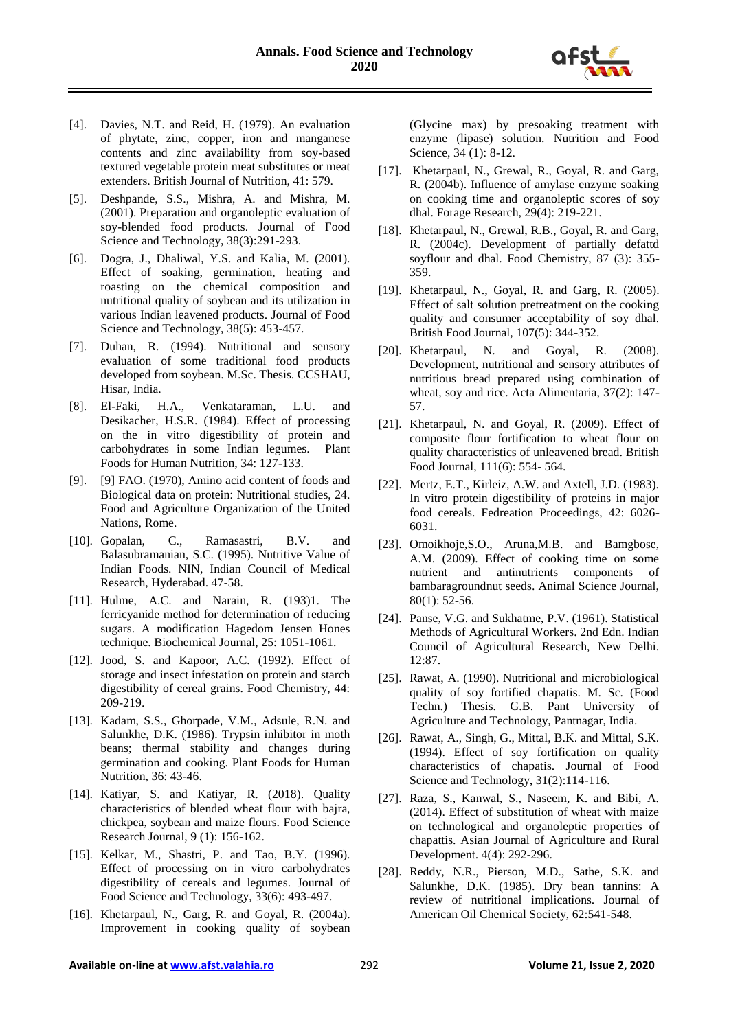[4]. Davies, N.T. and Reid, H. (1979). An evaluation of phytate, zinc, copper, iron and manganese contents and zinc availability from soy-based textured vegetable protein meat substitutes or meat extenders. British Journal of Nutrition, 41: 579.

[5]. Deshpande, S.S., Mishra, A. and Mishra, M. (2001). Preparation and organoleptic evaluation of soy-blended food products. Journal of Food Science and Technology, 38(3):291-293.

[6]. Dogra, J., Dhaliwal, Y.S. and Kalia, M. (2001). Effect of soaking, germination, heating and roasting on the chemical composition and nutritional quality of soybean and its utilization in various Indian leavened products. Journal of Food Science and Technology, 38(5): 453-457.

[7]. Duhan, R. (1994). Nutritional and sensory evaluation of some traditional food products developed from soybean. M.Sc. Thesis. CCSHAU, Hisar, India.

[8]. El-Faki, H.A., Venkataraman, L.U. and Desikacher, H.S.R. (1984). Effect of processing on the in vitro digestibility of protein and carbohydrates in some Indian legumes. Plant Foods for Human Nutrition, 34: 127-133.

[9]. [9] FAO. (1970), Amino acid content of foods and Biological data on protein: Nutritional studies, 24. Food and Agriculture Organization of the United Nations, Rome.

[10]. Gopalan, C., Ramasastri, B.V. and Balasubramanian, S.C. (1995). Nutritive Value of Indian Foods. NIN, Indian Council of Medical Research, Hyderabad. 47-58.

[11]. Hulme, A.C. and Narain, R. (193)1. The ferricyanide method for determination of reducing sugars. A modification Hagedom Jensen Hones technique. Biochemical Journal, 25: 1051-1061.

[12]. Jood, S. and Kapoor, A.C. (1992). Effect of storage and insect infestation on protein and starch digestibility of cereal grains. Food Chemistry, 44: 209-219.

[13]. Kadam, S.S., Ghorpade, V.M., Adsule, R.N. and Salunkhe, D.K. (1986). Trypsin inhibitor in moth beans; thermal stability and changes during germination and cooking. Plant Foods for Human Nutrition, 36: 43-46.

[14]. Katiyar, S. and Katiyar, R. (2018). Quality characteristics of blended wheat flour with bajra, chickpea, soybean and maize flours. Food Science Research Journal, 9 (1): 156-162.

[15]. Kelkar, M., Shastri, P. and Tao, B.Y. (1996). Effect of processing on in vitro carbohydrates digestibility of cereals and legumes. Journal of Food Science and Technology, 33(6): 493-497.

[16]. Khetarpaul, N., Garg, R. and Goyal, R. (2004a). Improvement in cooking quality of soybean (Glycine max) by presoaking treatment with enzyme (lipase) solution. Nutrition and Food Science, 34 (1): 8-12.

[17]. Khetarpaul, N., Grewal, R., Goyal, R. and Garg, R. (2004b). Influence of amylase enzyme soaking on cooking time and organoleptic scores of soy dhal. Forage Research, 29(4): 219-221.

[18]. Khetarpaul, N., Grewal, R.B., Goyal, R. and Garg, R. (2004c). Development of partially defattd soyflour and dhal. Food Chemistry, 87 (3): 355-359.

[19]. Khetarpaul, N., Goyal, R. and Garg, R. (2005). Effect of salt solution pretreatment on the cooking quality and consumer acceptability of soy dhal. British Food Journal, 107(5): 344-352.

[20]. Khetarpaul, N. and Goyal, R. (2008). Development, nutritional and sensory attributes of nutritious bread prepared using combination of wheat, soy and rice. Acta Alimentaria, 37(2): 147-57.

[21]. Khetarpaul, N. and Goyal, R. (2009). Effect of composite flour fortification to wheat flour on quality characteristics of unleavened bread. British Food Journal, 111(6): 554- 564.

[22]. Mertz, E.T., Kirleiz, A.W. and Axtell, J.D. (1983). In vitro protein digestibility of proteins in major food cereals. Fedreation Proceedings, 42: 6026-6031.

[23]. Omoikhoje,S.O., Aruna,M.B. and Bamgbose, A.M. (2009). Effect of cooking time on some nutrient and antinutrients components of bambaragroundnut seeds. Animal Science Journal, 80(1): 52-56.

[24]. Panse, V.G. and Sukhatme, P.V. (1961). Statistical Methods of Agricultural Workers. 2nd Edn. Indian Council of Agricultural Research, New Delhi. 12:87.

[25]. Rawat, A. (1990). Nutritional and microbiological quality of soy fortified chapatis. M. Sc. (Food Techn.) Thesis. G.B. Pant University of Agriculture and Technology, Pantnagar, India.

[26]. Rawat, A., Singh, G., Mittal, B.K. and Mittal, S.K. (1994). Effect of soy fortification on quality characteristics of chapatis. Journal of Food Science and Technology, 31(2):114-116.

[27]. Raza, S., Kanwal, S., Naseem, K. and Bibi, A. (2014). Effect of substitution of wheat with maize on technological and organoleptic properties of chapattis. Asian Journal of Agriculture and Rural Development. 4(4): 292-296.

[28]. Reddy, N.R., Pierson, M.D., Sathe, S.K. and Salunkhe, D.K. (1985). Dry bean tannins: A review of nutritional implications. Journal of American Oil Chemical Society, 62:541-548.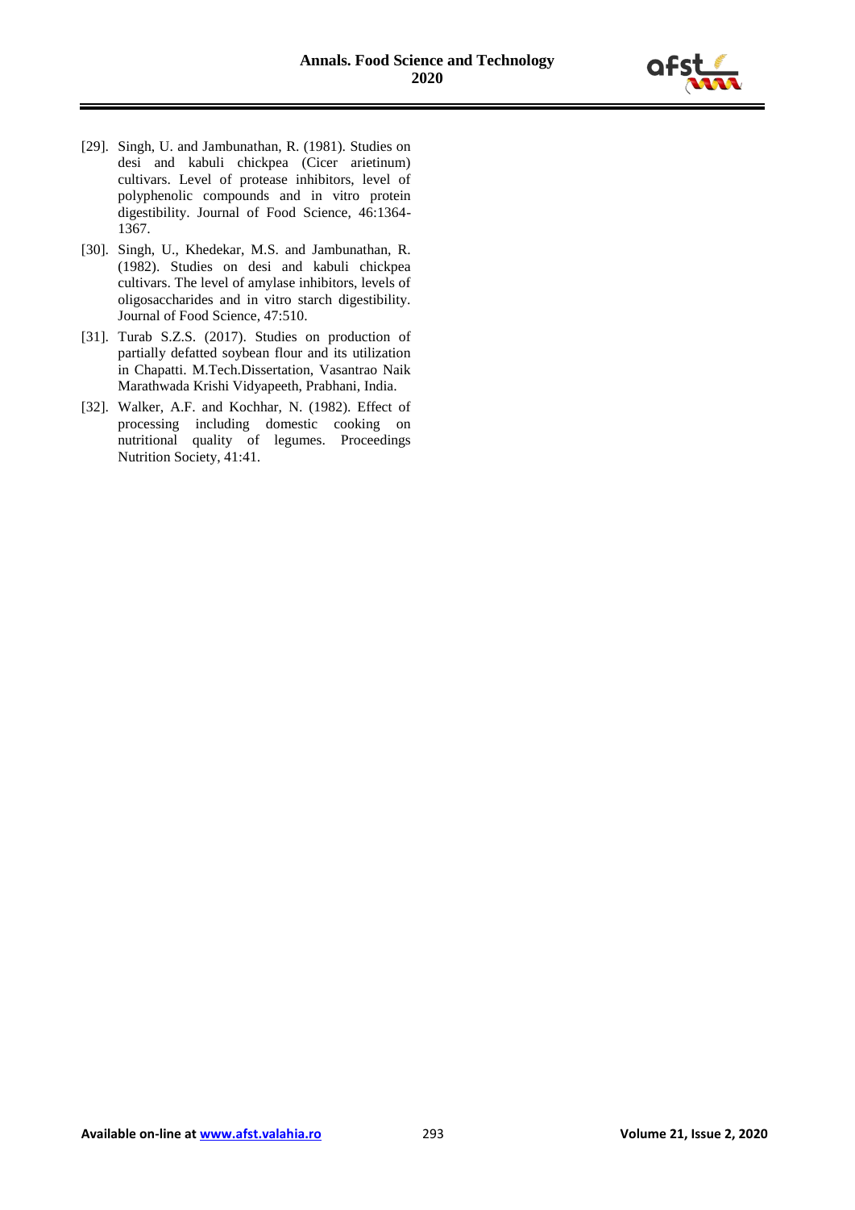[29]. Singh, U. and Jambunathan, R. (1981). Studies on desi and kabuli chickpea (Cicer arietinum) cultivars. Level of protease inhibitors, level of polyphenolic compounds and in vitro protein digestibility. Journal of Food Science, 46:1364-1367.

[30]. Singh, U., Khedekar, M.S. and Jambunathan, R. (1982). Studies on desi and kabuli chickpea cultivars. The level of amylase inhibitors, levels of oligosaccharides and in vitro starch digestibility. Journal of Food Science, 47:510.

[31]. Turab S.Z.S. (2017). Studies on production of partially defatted soybean flour and its utilization in Chapatti. M.Tech.Dissertation, Vasantrao Naik Marathwada Krishi Vidyapeeth, Prabhani, India.

[32]. Walker, A.F. and Kochhar, N. (1982). Effect of processing including domestic cooking on nutritional quality of legumes. Proceedings Nutrition Society, 41:41.